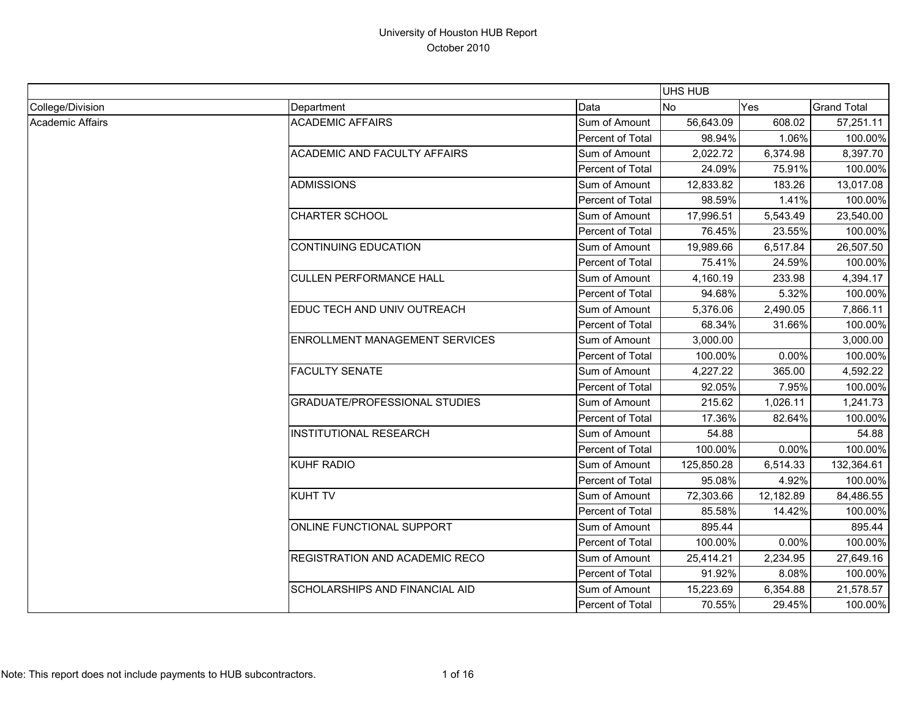# University of Houston HUB Report

October 2010

| | | | UHS HUB | | |
|---|---|---|---|---|---|
| College/Division | Department | Data | No | Yes | Grand Total |
| Academic Affairs | ACADEMIC AFFAIRS | Sum of Amount | 56,643.09 | 608.02 | 57,251.11 |
| | | Percent of Total | 98.94% | 1.06% | 100.00% |
| | ACADEMIC AND FACULTY AFFAIRS | Sum of Amount | 2,022.72 | 6,374.98 | 8,397.70 |
| | | Percent of Total | 24.09% | 75.91% | 100.00% |
| | ADMISSIONS | Sum of Amount | 12,833.82 | 183.26 | 13,017.08 |
| | | Percent of Total | 98.59% | 1.41% | 100.00% |
| | CHARTER SCHOOL | Sum of Amount | 17,996.51 | 5,543.49 | 23,540.00 |
| | | Percent of Total | 76.45% | 23.55% | 100.00% |
| | CONTINUING EDUCATION | Sum of Amount | 19,989.66 | 6,517.84 | 26,507.50 |
| | | Percent of Total | 75.41% | 24.59% | 100.00% |
| | CULLEN PERFORMANCE HALL | Sum of Amount | 4,160.19 | 233.98 | 4,394.17 |
| | | Percent of Total | 94.68% | 5.32% | 100.00% |
| | EDUC TECH AND UNIV OUTREACH | Sum of Amount | 5,376.06 | 2,490.05 | 7,866.11 |
| | | Percent of Total | 68.34% | 31.66% | 100.00% |
| | ENROLLMENT MANAGEMENT SERVICES | Sum of Amount | 3,000.00 | | 3,000.00 |
| | | Percent of Total | 100.00% | 0.00% | 100.00% |
| | FACULTY SENATE | Sum of Amount | 4,227.22 | 365.00 | 4,592.22 |
| | | Percent of Total | 92.05% | 7.95% | 100.00% |
| | GRADUATE/PROFESSIONAL STUDIES | Sum of Amount | 215.62 | 1,026.11 | 1,241.73 |
| | | Percent of Total | 17.36% | 82.64% | 100.00% |
| | INSTITUTIONAL RESEARCH | Sum of Amount | 54.88 | | 54.88 |
| | | Percent of Total | 100.00% | 0.00% | 100.00% |
| | KUHF RADIO | Sum of Amount | 125,850.28 | 6,514.33 | 132,364.61 |
| | | Percent of Total | 95.08% | 4.92% | 100.00% |
| | KUHT TV | Sum of Amount | 72,303.66 | 12,182.89 | 84,486.55 |
| | | Percent of Total | 85.58% | 14.42% | 100.00% |
| | ONLINE FUNCTIONAL SUPPORT | Sum of Amount | 895.44 | | 895.44 |
| | | Percent of Total | 100.00% | 0.00% | 100.00% |
| | REGISTRATION AND ACADEMIC RECO | Sum of Amount | 25,414.21 | 2,234.95 | 27,649.16 |
| | | Percent of Total | 91.92% | 8.08% | 100.00% |
| | SCHOLARSHIPS AND FINANCIAL AID | Sum of Amount | 15,223.69 | 6,354.88 | 21,578.57 |
| | | Percent of Total | 70.55% | 29.45% | 100.00% |

Note: This report does not include payments to HUB subcontractors.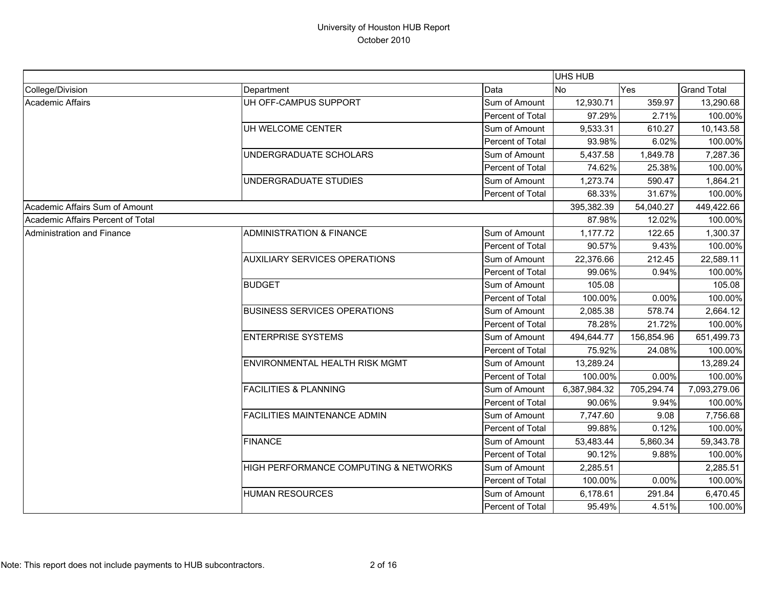University of Houston HUB Report
October 2010

| | | | UHS HUB | | |
|---|---|---|---|---|---|
| College/Division | Department | Data | No | Yes | Grand Total |
| Academic Affairs | UH OFF-CAMPUS SUPPORT | Sum of Amount | 12,930.71 | 359.97 | 13,290.68 |
| | | Percent of Total | 97.29% | 2.71% | 100.00% |
| | UH WELCOME CENTER | Sum of Amount | 9,533.31 | 610.27 | 10,143.58 |
| | | Percent of Total | 93.98% | 6.02% | 100.00% |
| | UNDERGRADUATE SCHOLARS | Sum of Amount | 5,437.58 | 1,849.78 | 7,287.36 |
| | | Percent of Total | 74.62% | 25.38% | 100.00% |
| | UNDERGRADUATE STUDIES | Sum of Amount | 1,273.74 | 590.47 | 1,864.21 |
| | | Percent of Total | 68.33% | 31.67% | 100.00% |
| Academic Affairs Sum of Amount | | | 395,382.39 | 54,040.27 | 449,422.66 |
| Academic Affairs Percent of Total | | | 87.98% | 12.02% | 100.00% |
| Administration and Finance | ADMINISTRATION & FINANCE | Sum of Amount | 1,177.72 | 122.65 | 1,300.37 |
| | | Percent of Total | 90.57% | 9.43% | 100.00% |
| | AUXILIARY SERVICES OPERATIONS | Sum of Amount | 22,376.66 | 212.45 | 22,589.11 |
| | | Percent of Total | 99.06% | 0.94% | 100.00% |
| | BUDGET | Sum of Amount | 105.08 | | 105.08 |
| | | Percent of Total | 100.00% | 0.00% | 100.00% |
| | BUSINESS SERVICES OPERATIONS | Sum of Amount | 2,085.38 | 578.74 | 2,664.12 |
| | | Percent of Total | 78.28% | 21.72% | 100.00% |
| | ENTERPRISE SYSTEMS | Sum of Amount | 494,644.77 | 156,854.96 | 651,499.73 |
| | | Percent of Total | 75.92% | 24.08% | 100.00% |
| | ENVIRONMENTAL HEALTH RISK MGMT | Sum of Amount | 13,289.24 | | 13,289.24 |
| | | Percent of Total | 100.00% | 0.00% | 100.00% |
| | FACILITIES & PLANNING | Sum of Amount | 6,387,984.32 | 705,294.74 | 7,093,279.06 |
| | | Percent of Total | 90.06% | 9.94% | 100.00% |
| | FACILITIES MAINTENANCE ADMIN | Sum of Amount | 7,747.60 | 9.08 | 7,756.68 |
| | | Percent of Total | 99.88% | 0.12% | 100.00% |
| | FINANCE | Sum of Amount | 53,483.44 | 5,860.34 | 59,343.78 |
| | | Percent of Total | 90.12% | 9.88% | 100.00% |
| | HIGH PERFORMANCE COMPUTING & NETWORKS | Sum of Amount | 2,285.51 | | 2,285.51 |
| | | Percent of Total | 100.00% | 0.00% | 100.00% |
| | HUMAN RESOURCES | Sum of Amount | 6,178.61 | 291.84 | 6,470.45 |
| | | Percent of Total | 95.49% | 4.51% | 100.00% |

Note: This report does not include payments to HUB subcontractors.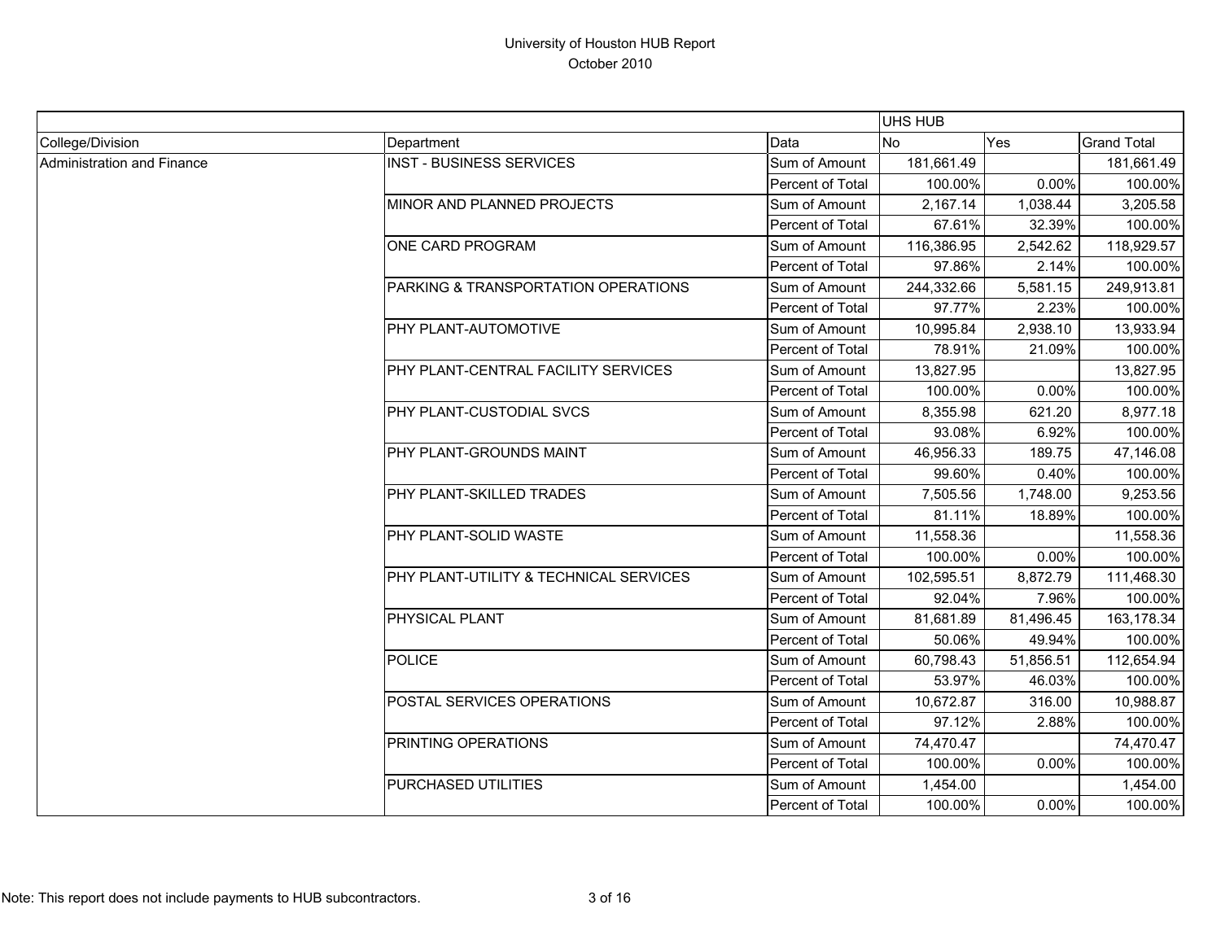# University of Houston HUB Report
October 2010

| | | | UHS HUB | | |
|---|---|---|---|---|---|
| College/Division | Department | Data | No | Yes | Grand Total |
| Administration and Finance | INST - BUSINESS SERVICES | Sum of Amount | 181,661.49 | | 181,661.49 |
| | | Percent of Total | 100.00% | 0.00% | 100.00% |
| | MINOR AND PLANNED PROJECTS | Sum of Amount | 2,167.14 | 1,038.44 | 3,205.58 |
| | | Percent of Total | 67.61% | 32.39% | 100.00% |
| | ONE CARD PROGRAM | Sum of Amount | 116,386.95 | 2,542.62 | 118,929.57 |
| | | Percent of Total | 97.86% | 2.14% | 100.00% |
| | PARKING & TRANSPORTATION OPERATIONS | Sum of Amount | 244,332.66 | 5,581.15 | 249,913.81 |
| | | Percent of Total | 97.77% | 2.23% | 100.00% |
| | PHY PLANT-AUTOMOTIVE | Sum of Amount | 10,995.84 | 2,938.10 | 13,933.94 |
| | | Percent of Total | 78.91% | 21.09% | 100.00% |
| | PHY PLANT-CENTRAL FACILITY SERVICES | Sum of Amount | 13,827.95 | | 13,827.95 |
| | | Percent of Total | 100.00% | 0.00% | 100.00% |
| | PHY PLANT-CUSTODIAL SVCS | Sum of Amount | 8,355.98 | 621.20 | 8,977.18 |
| | | Percent of Total | 93.08% | 6.92% | 100.00% |
| | PHY PLANT-GROUNDS MAINT | Sum of Amount | 46,956.33 | 189.75 | 47,146.08 |
| | | Percent of Total | 99.60% | 0.40% | 100.00% |
| | PHY PLANT-SKILLED TRADES | Sum of Amount | 7,505.56 | 1,748.00 | 9,253.56 |
| | | Percent of Total | 81.11% | 18.89% | 100.00% |
| | PHY PLANT-SOLID WASTE | Sum of Amount | 11,558.36 | | 11,558.36 |
| | | Percent of Total | 100.00% | 0.00% | 100.00% |
| | PHY PLANT-UTILITY & TECHNICAL SERVICES | Sum of Amount | 102,595.51 | 8,872.79 | 111,468.30 |
| | | Percent of Total | 92.04% | 7.96% | 100.00% |
| | PHYSICAL PLANT | Sum of Amount | 81,681.89 | 81,496.45 | 163,178.34 |
| | | Percent of Total | 50.06% | 49.94% | 100.00% |
| | POLICE | Sum of Amount | 60,798.43 | 51,856.51 | 112,654.94 |
| | | Percent of Total | 53.97% | 46.03% | 100.00% |
| | POSTAL SERVICES OPERATIONS | Sum of Amount | 10,672.87 | 316.00 | 10,988.87 |
| | | Percent of Total | 97.12% | 2.88% | 100.00% |
| | PRINTING OPERATIONS | Sum of Amount | 74,470.47 | | 74,470.47 |
| | | Percent of Total | 100.00% | 0.00% | 100.00% |
| | PURCHASED UTILITIES | Sum of Amount | 1,454.00 | | 1,454.00 |
| | | Percent of Total | 100.00% | 0.00% | 100.00% |

Note: This report does not include payments to HUB subcontractors.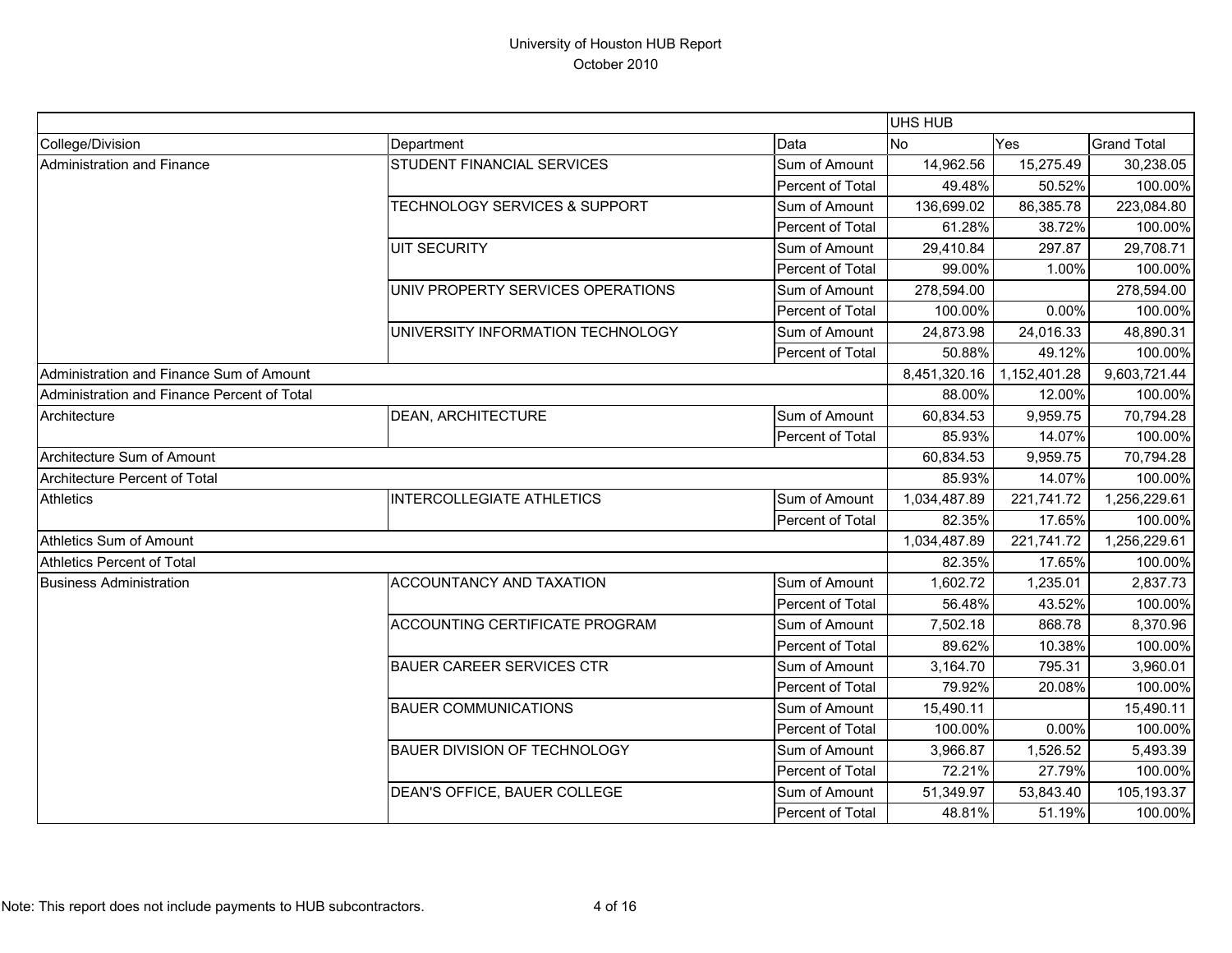# University of Houston HUB Report

October 2010

| | | | UHS HUB | | |
|---|---|---|---|---|---|
| College/Division | Department | Data | No | Yes | Grand Total |
| Administration and Finance | STUDENT FINANCIAL SERVICES | Sum of Amount | 14,962.56 | 15,275.49 | 30,238.05 |
| | | Percent of Total | 49.48% | 50.52% | 100.00% |
| | TECHNOLOGY SERVICES & SUPPORT | Sum of Amount | 136,699.02 | 86,385.78 | 223,084.80 |
| | | Percent of Total | 61.28% | 38.72% | 100.00% |
| | UIT SECURITY | Sum of Amount | 29,410.84 | 297.87 | 29,708.71 |
| | | Percent of Total | 99.00% | 1.00% | 100.00% |
| | UNIV PROPERTY SERVICES OPERATIONS | Sum of Amount | 278,594.00 | | 278,594.00 |
| | | Percent of Total | 100.00% | 0.00% | 100.00% |
| | UNIVERSITY INFORMATION TECHNOLOGY | Sum of Amount | 24,873.98 | 24,016.33 | 48,890.31 |
| | | Percent of Total | 50.88% | 49.12% | 100.00% |
| Administration and Finance Sum of Amount | | | 8,451,320.16 | 1,152,401.28 | 9,603,721.44 |
| Administration and Finance Percent of Total | | | 88.00% | 12.00% | 100.00% |
| Architecture | DEAN, ARCHITECTURE | Sum of Amount | 60,834.53 | 9,959.75 | 70,794.28 |
| | | Percent of Total | 85.93% | 14.07% | 100.00% |
| Architecture Sum of Amount | | | 60,834.53 | 9,959.75 | 70,794.28 |
| Architecture Percent of Total | | | 85.93% | 14.07% | 100.00% |
| Athletics | INTERCOLLEGIATE ATHLETICS | Sum of Amount | 1,034,487.89 | 221,741.72 | 1,256,229.61 |
| | | Percent of Total | 82.35% | 17.65% | 100.00% |
| Athletics Sum of Amount | | | 1,034,487.89 | 221,741.72 | 1,256,229.61 |
| Athletics Percent of Total | | | 82.35% | 17.65% | 100.00% |
| Business Administration | ACCOUNTANCY AND TAXATION | Sum of Amount | 1,602.72 | 1,235.01 | 2,837.73 |
| | | Percent of Total | 56.48% | 43.52% | 100.00% |
| | ACCOUNTING CERTIFICATE PROGRAM | Sum of Amount | 7,502.18 | 868.78 | 8,370.96 |
| | | Percent of Total | 89.62% | 10.38% | 100.00% |
| | BAUER CAREER SERVICES CTR | Sum of Amount | 3,164.70 | 795.31 | 3,960.01 |
| | | Percent of Total | 79.92% | 20.08% | 100.00% |
| | BAUER COMMUNICATIONS | Sum of Amount | 15,490.11 | | 15,490.11 |
| | | Percent of Total | 100.00% | 0.00% | 100.00% |
| | BAUER DIVISION OF TECHNOLOGY | Sum of Amount | 3,966.87 | 1,526.52 | 5,493.39 |
| | | Percent of Total | 72.21% | 27.79% | 100.00% |
| | DEAN'S OFFICE, BAUER COLLEGE | Sum of Amount | 51,349.97 | 53,843.40 | 105,193.37 |
| | | Percent of Total | 48.81% | 51.19% | 100.00% |

Note: This report does not include payments to HUB subcontractors.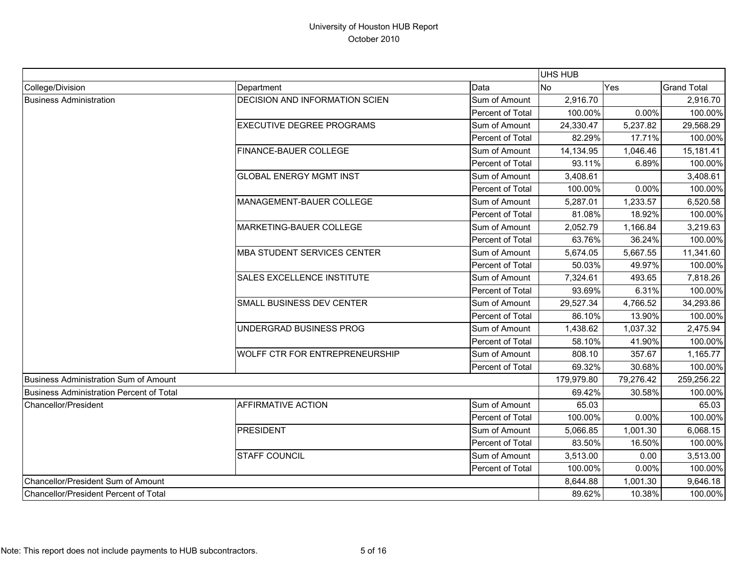# University of Houston HUB Report

October 2010

| | | | UHS HUB | | |
|---|---|---|---|---|---|
| College/Division | Department | Data | No | Yes | Grand Total |
| Business Administration | DECISION AND INFORMATION SCIEN | Sum of Amount | 2,916.70 | | 2,916.70 |
| | | Percent of Total | 100.00% | 0.00% | 100.00% |
| | EXECUTIVE DEGREE PROGRAMS | Sum of Amount | 24,330.47 | 5,237.82 | 29,568.29 |
| | | Percent of Total | 82.29% | 17.71% | 100.00% |
| | FINANCE-BAUER COLLEGE | Sum of Amount | 14,134.95 | 1,046.46 | 15,181.41 |
| | | Percent of Total | 93.11% | 6.89% | 100.00% |
| | GLOBAL ENERGY MGMT INST | Sum of Amount | 3,408.61 | | 3,408.61 |
| | | Percent of Total | 100.00% | 0.00% | 100.00% |
| | MANAGEMENT-BAUER COLLEGE | Sum of Amount | 5,287.01 | 1,233.57 | 6,520.58 |
| | | Percent of Total | 81.08% | 18.92% | 100.00% |
| | MARKETING-BAUER COLLEGE | Sum of Amount | 2,052.79 | 1,166.84 | 3,219.63 |
| | | Percent of Total | 63.76% | 36.24% | 100.00% |
| | MBA STUDENT SERVICES CENTER | Sum of Amount | 5,674.05 | 5,667.55 | 11,341.60 |
| | | Percent of Total | 50.03% | 49.97% | 100.00% |
| | SALES EXCELLENCE INSTITUTE | Sum of Amount | 7,324.61 | 493.65 | 7,818.26 |
| | | Percent of Total | 93.69% | 6.31% | 100.00% |
| | SMALL BUSINESS DEV CENTER | Sum of Amount | 29,527.34 | 4,766.52 | 34,293.86 |
| | | Percent of Total | 86.10% | 13.90% | 100.00% |
| | UNDERGRAD BUSINESS PROG | Sum of Amount | 1,438.62 | 1,037.32 | 2,475.94 |
| | | Percent of Total | 58.10% | 41.90% | 100.00% |
| | WOLFF CTR FOR ENTREPRENEURSHIP | Sum of Amount | 808.10 | 357.67 | 1,165.77 |
| | | Percent of Total | 69.32% | 30.68% | 100.00% |
| Business Administration Sum of Amount | | | 179,979.80 | 79,276.42 | 259,256.22 |
| Business Administration Percent of Total | | | 69.42% | 30.58% | 100.00% |
| Chancellor/President | AFFIRMATIVE ACTION | Sum of Amount | 65.03 | | 65.03 |
| | | Percent of Total | 100.00% | 0.00% | 100.00% |
| | PRESIDENT | Sum of Amount | 5,066.85 | 1,001.30 | 6,068.15 |
| | | Percent of Total | 83.50% | 16.50% | 100.00% |
| | STAFF COUNCIL | Sum of Amount | 3,513.00 | 0.00 | 3,513.00 |
| | | Percent of Total | 100.00% | 0.00% | 100.00% |
| Chancellor/President Sum of Amount | | | 8,644.88 | 1,001.30 | 9,646.18 |
| Chancellor/President Percent of Total | | | 89.62% | 10.38% | 100.00% |

Note: This report does not include payments to HUB subcontractors.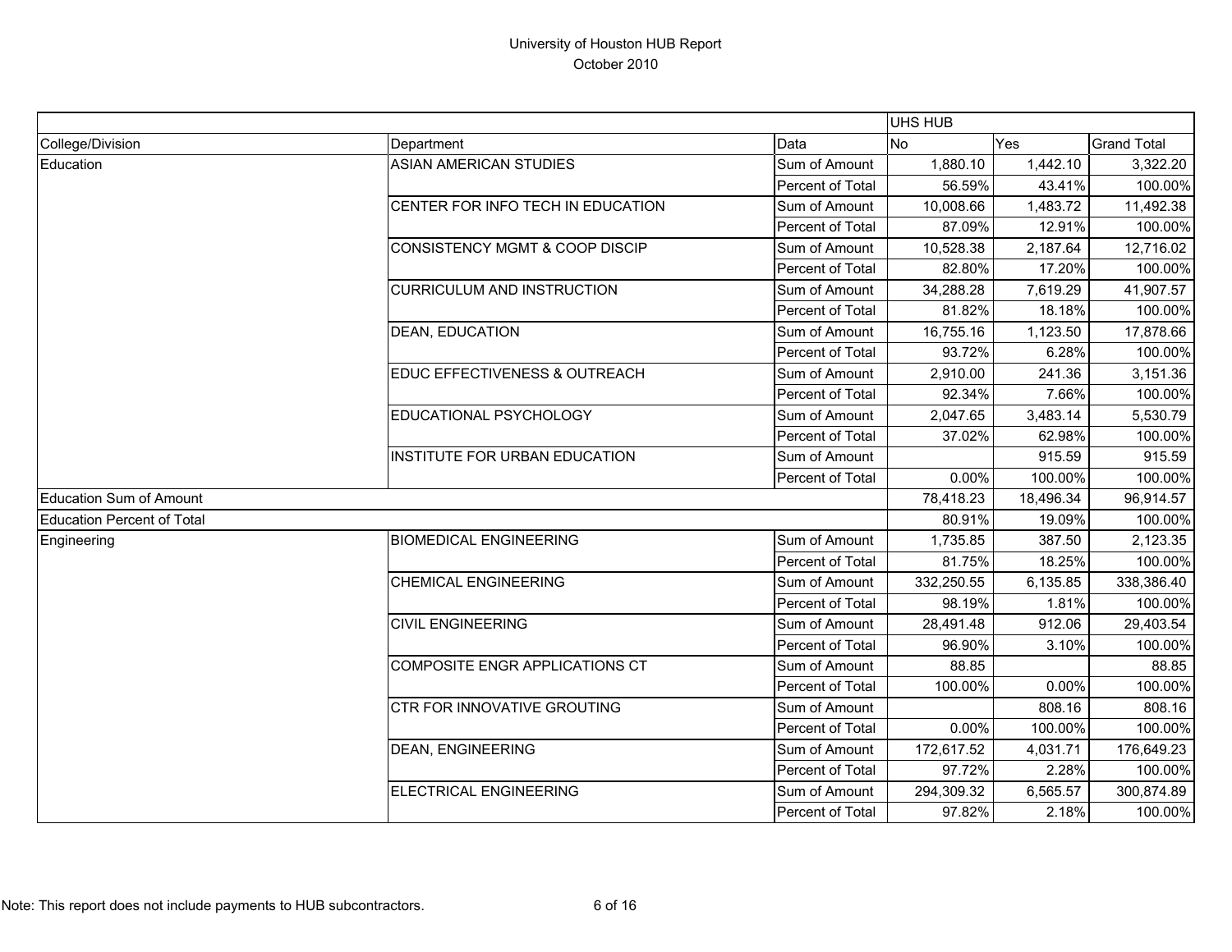# University of Houston HUB Report
October 2010

| | | | UHS HUB | | |
|---|---|---|---|---|---|
| College/Division | Department | Data | No | Yes | Grand Total |
| Education | ASIAN AMERICAN STUDIES | Sum of Amount | 1,880.10 | 1,442.10 | 3,322.20 |
| | | Percent of Total | 56.59% | 43.41% | 100.00% |
| | CENTER FOR INFO TECH IN EDUCATION | Sum of Amount | 10,008.66 | 1,483.72 | 11,492.38 |
| | | Percent of Total | 87.09% | 12.91% | 100.00% |
| | CONSISTENCY MGMT & COOP DISCIP | Sum of Amount | 10,528.38 | 2,187.64 | 12,716.02 |
| | | Percent of Total | 82.80% | 17.20% | 100.00% |
| | CURRICULUM AND INSTRUCTION | Sum of Amount | 34,288.28 | 7,619.29 | 41,907.57 |
| | | Percent of Total | 81.82% | 18.18% | 100.00% |
| | DEAN, EDUCATION | Sum of Amount | 16,755.16 | 1,123.50 | 17,878.66 |
| | | Percent of Total | 93.72% | 6.28% | 100.00% |
| | EDUC EFFECTIVENESS & OUTREACH | Sum of Amount | 2,910.00 | 241.36 | 3,151.36 |
| | | Percent of Total | 92.34% | 7.66% | 100.00% |
| | EDUCATIONAL PSYCHOLOGY | Sum of Amount | 2,047.65 | 3,483.14 | 5,530.79 |
| | | Percent of Total | 37.02% | 62.98% | 100.00% |
| | INSTITUTE FOR URBAN EDUCATION | Sum of Amount | | 915.59 | 915.59 |
| | | Percent of Total | 0.00% | 100.00% | 100.00% |
| Education Sum of Amount | | | 78,418.23 | 18,496.34 | 96,914.57 |
| Education Percent of Total | | | 80.91% | 19.09% | 100.00% |
| Engineering | BIOMEDICAL ENGINEERING | Sum of Amount | 1,735.85 | 387.50 | 2,123.35 |
| | | Percent of Total | 81.75% | 18.25% | 100.00% |
| | CHEMICAL ENGINEERING | Sum of Amount | 332,250.55 | 6,135.85 | 338,386.40 |
| | | Percent of Total | 98.19% | 1.81% | 100.00% |
| | CIVIL ENGINEERING | Sum of Amount | 28,491.48 | 912.06 | 29,403.54 |
| | | Percent of Total | 96.90% | 3.10% | 100.00% |
| | COMPOSITE ENGR APPLICATIONS CT | Sum of Amount | 88.85 | | 88.85 |
| | | Percent of Total | 100.00% | 0.00% | 100.00% |
| | CTR FOR INNOVATIVE GROUTING | Sum of Amount | | 808.16 | 808.16 |
| | | Percent of Total | 0.00% | 100.00% | 100.00% |
| | DEAN, ENGINEERING | Sum of Amount | 172,617.52 | 4,031.71 | 176,649.23 |
| | | Percent of Total | 97.72% | 2.28% | 100.00% |
| | ELECTRICAL ENGINEERING | Sum of Amount | 294,309.32 | 6,565.57 | 300,874.89 |
| | | Percent of Total | 97.82% | 2.18% | 100.00% |

Note: This report does not include payments to HUB subcontractors.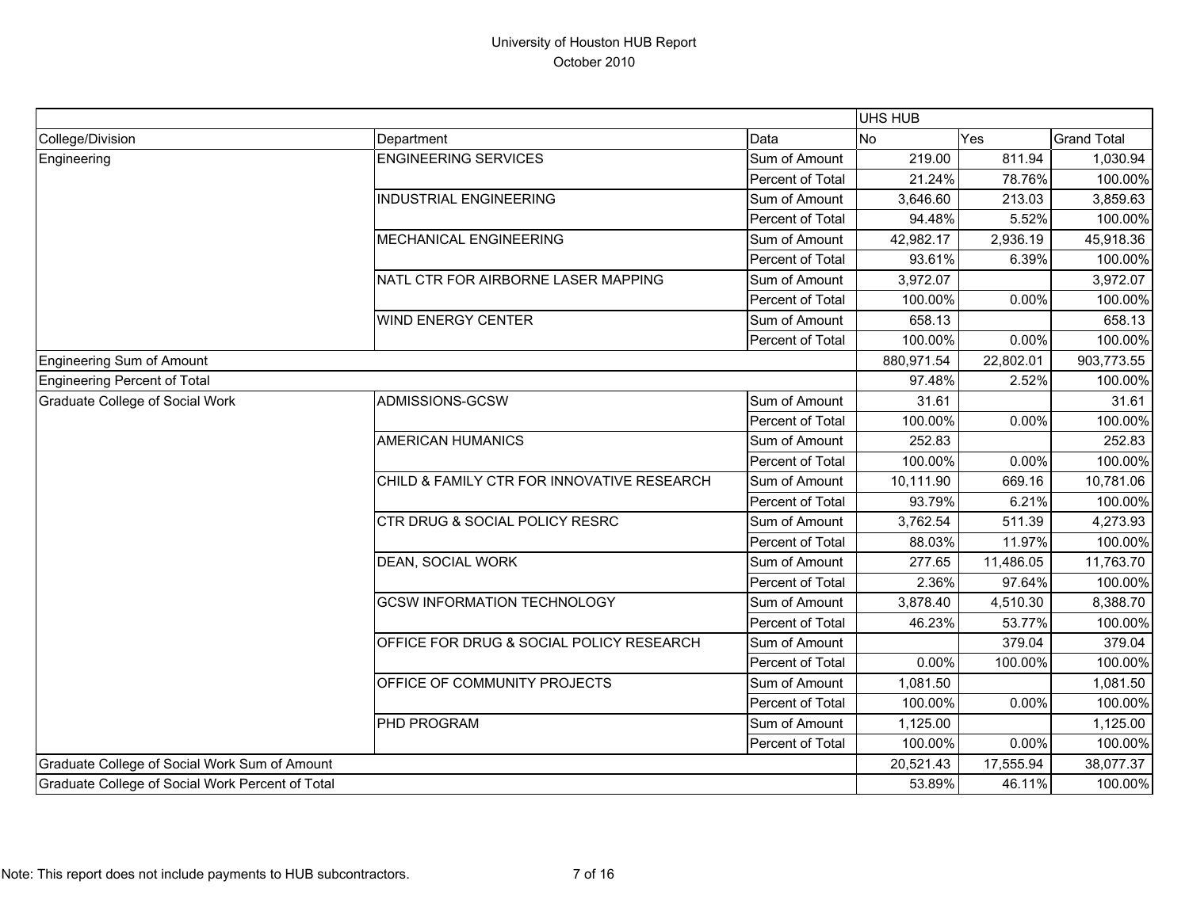# University of Houston HUB Report

October 2010

| | | | UHS HUB | | |
|---|---|---|---|---|---|
| College/Division | Department | Data | No | Yes | Grand Total |
| Engineering | ENGINEERING SERVICES | Sum of Amount | 219.00 | 811.94 | 1,030.94 |
| | | Percent of Total | 21.24% | 78.76% | 100.00% |
| | INDUSTRIAL ENGINEERING | Sum of Amount | 3,646.60 | 213.03 | 3,859.63 |
| | | Percent of Total | 94.48% | 5.52% | 100.00% |
| | MECHANICAL ENGINEERING | Sum of Amount | 42,982.17 | 2,936.19 | 45,918.36 |
| | | Percent of Total | 93.61% | 6.39% | 100.00% |
| | NATL CTR FOR AIRBORNE LASER MAPPING | Sum of Amount | 3,972.07 | | 3,972.07 |
| | | Percent of Total | 100.00% | 0.00% | 100.00% |
| | WIND ENERGY CENTER | Sum of Amount | 658.13 | | 658.13 |
| | | Percent of Total | 100.00% | 0.00% | 100.00% |
| Engineering Sum of Amount | | | 880,971.54 | 22,802.01 | 903,773.55 |
| Engineering Percent of Total | | | 97.48% | 2.52% | 100.00% |
| Graduate College of Social Work | ADMISSIONS-GCSW | Sum of Amount | 31.61 | | 31.61 |
| | | Percent of Total | 100.00% | 0.00% | 100.00% |
| | AMERICAN HUMANICS | Sum of Amount | 252.83 | | 252.83 |
| | | Percent of Total | 100.00% | 0.00% | 100.00% |
| | CHILD & FAMILY CTR FOR INNOVATIVE RESEARCH | Sum of Amount | 10,111.90 | 669.16 | 10,781.06 |
| | | Percent of Total | 93.79% | 6.21% | 100.00% |
| | CTR DRUG & SOCIAL POLICY RESRC | Sum of Amount | 3,762.54 | 511.39 | 4,273.93 |
| | | Percent of Total | 88.03% | 11.97% | 100.00% |
| | DEAN, SOCIAL WORK | Sum of Amount | 277.65 | 11,486.05 | 11,763.70 |
| | | Percent of Total | 2.36% | 97.64% | 100.00% |
| | GCSW INFORMATION TECHNOLOGY | Sum of Amount | 3,878.40 | 4,510.30 | 8,388.70 |
| | | Percent of Total | 46.23% | 53.77% | 100.00% |
| | OFFICE FOR DRUG & SOCIAL POLICY RESEARCH | Sum of Amount | | 379.04 | 379.04 |
| | | Percent of Total | 0.00% | 100.00% | 100.00% |
| | OFFICE OF COMMUNITY PROJECTS | Sum of Amount | 1,081.50 | | 1,081.50 |
| | | Percent of Total | 100.00% | 0.00% | 100.00% |
| | PHD PROGRAM | Sum of Amount | 1,125.00 | | 1,125.00 |
| | | Percent of Total | 100.00% | 0.00% | 100.00% |
| Graduate College of Social Work Sum of Amount | | | 20,521.43 | 17,555.94 | 38,077.37 |
| Graduate College of Social Work Percent of Total | | | 53.89% | 46.11% | 100.00% |

Note: This report does not include payments to HUB subcontractors.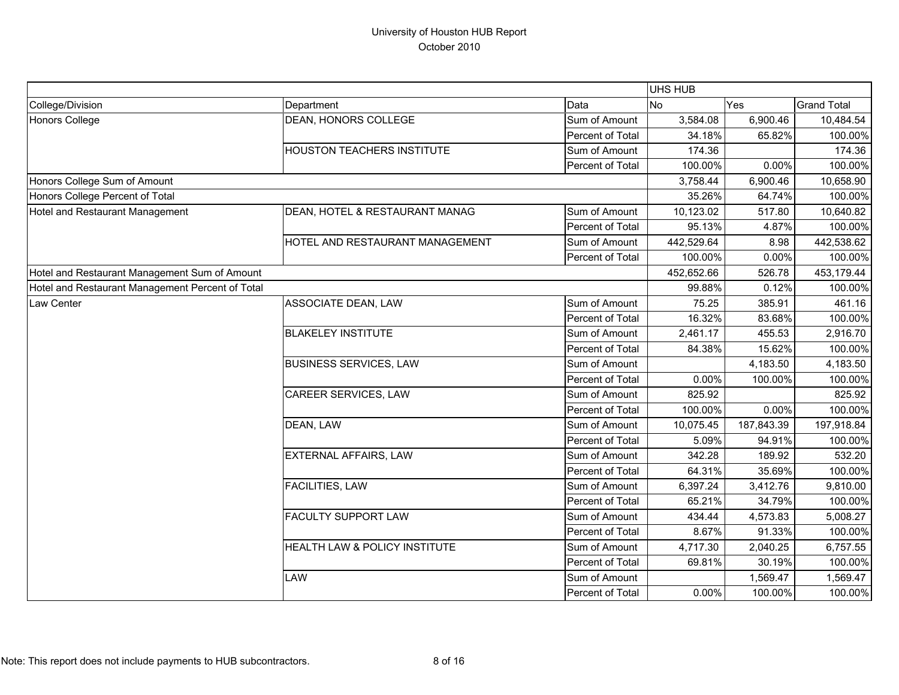# University of Houston HUB Report
October 2010

| | | | UHS HUB | | |
|---|---|---|---|---|---|
| College/Division | Department | Data | No | Yes | Grand Total |
| Honors College | DEAN, HONORS COLLEGE | Sum of Amount | 3,584.08 | 6,900.46 | 10,484.54 |
| | | Percent of Total | 34.18% | 65.82% | 100.00% |
| | HOUSTON TEACHERS INSTITUTE | Sum of Amount | 174.36 | | 174.36 |
| | | Percent of Total | 100.00% | 0.00% | 100.00% |
| Honors College Sum of Amount | | | 3,758.44 | 6,900.46 | 10,658.90 |
| Honors College Percent of Total | | | 35.26% | 64.74% | 100.00% |
| Hotel and Restaurant Management | DEAN, HOTEL & RESTAURANT MANAG | Sum of Amount | 10,123.02 | 517.80 | 10,640.82 |
| | | Percent of Total | 95.13% | 4.87% | 100.00% |
| | HOTEL AND RESTAURANT MANAGEMENT | Sum of Amount | 442,529.64 | 8.98 | 442,538.62 |
| | | Percent of Total | 100.00% | 0.00% | 100.00% |
| Hotel and Restaurant Management Sum of Amount | | | 452,652.66 | 526.78 | 453,179.44 |
| Hotel and Restaurant Management Percent of Total | | | 99.88% | 0.12% | 100.00% |
| Law Center | ASSOCIATE DEAN, LAW | Sum of Amount | 75.25 | 385.91 | 461.16 |
| | | Percent of Total | 16.32% | 83.68% | 100.00% |
| | BLAKELEY INSTITUTE | Sum of Amount | 2,461.17 | 455.53 | 2,916.70 |
| | | Percent of Total | 84.38% | 15.62% | 100.00% |
| | BUSINESS SERVICES, LAW | Sum of Amount | | 4,183.50 | 4,183.50 |
| | | Percent of Total | 0.00% | 100.00% | 100.00% |
| | CAREER SERVICES, LAW | Sum of Amount | 825.92 | | 825.92 |
| | | Percent of Total | 100.00% | 0.00% | 100.00% |
| | DEAN, LAW | Sum of Amount | 10,075.45 | 187,843.39 | 197,918.84 |
| | | Percent of Total | 5.09% | 94.91% | 100.00% |
| | EXTERNAL AFFAIRS, LAW | Sum of Amount | 342.28 | 189.92 | 532.20 |
| | | Percent of Total | 64.31% | 35.69% | 100.00% |
| | FACILITIES, LAW | Sum of Amount | 6,397.24 | 3,412.76 | 9,810.00 |
| | | Percent of Total | 65.21% | 34.79% | 100.00% |
| | FACULTY SUPPORT LAW | Sum of Amount | 434.44 | 4,573.83 | 5,008.27 |
| | | Percent of Total | 8.67% | 91.33% | 100.00% |
| | HEALTH LAW & POLICY INSTITUTE | Sum of Amount | 4,717.30 | 2,040.25 | 6,757.55 |
| | | Percent of Total | 69.81% | 30.19% | 100.00% |
| | LAW | Sum of Amount | | 1,569.47 | 1,569.47 |
| | | Percent of Total | 0.00% | 100.00% | 100.00% |

Note: This report does not include payments to HUB subcontractors.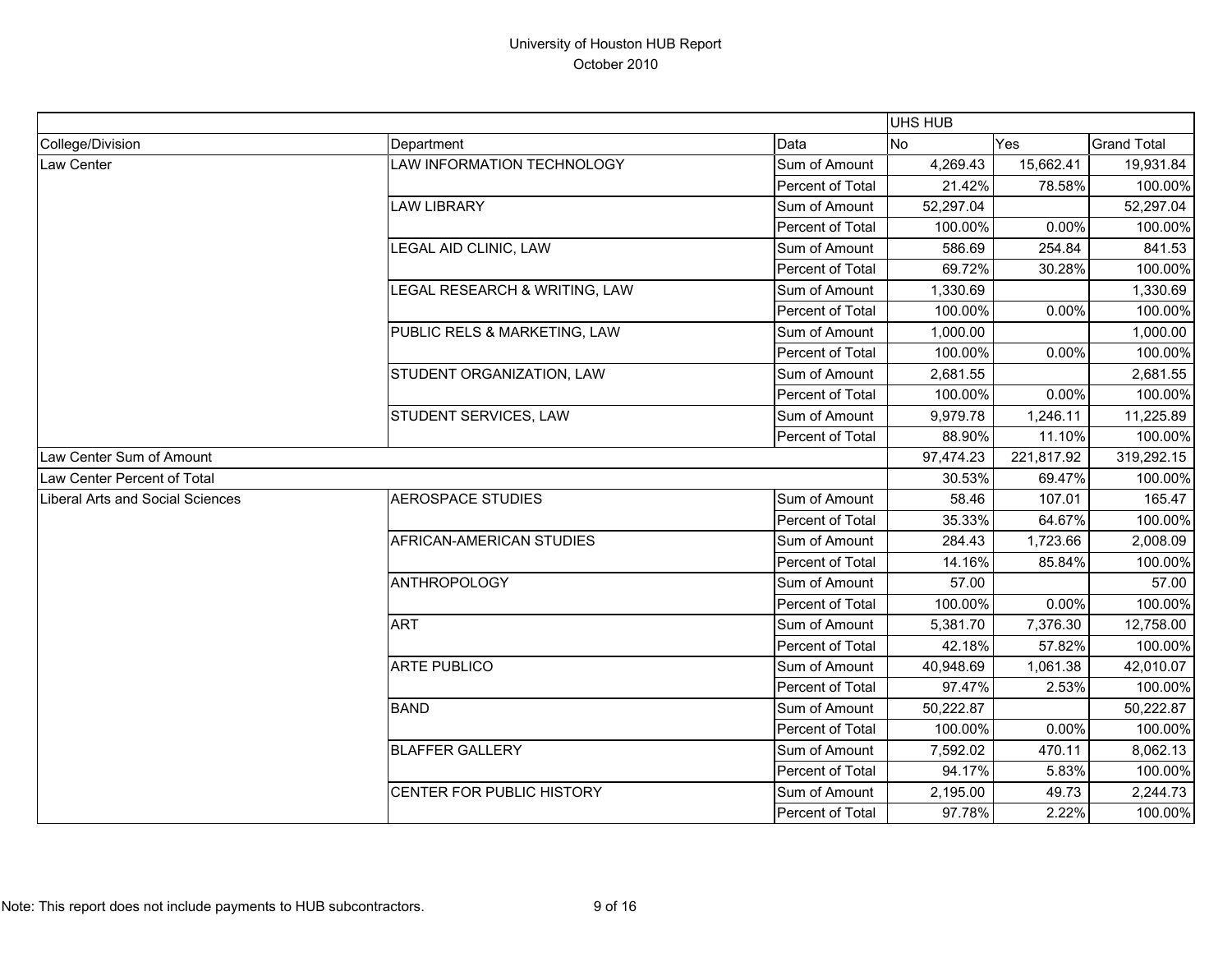# University of Houston HUB Report

October 2010

| | | | UHS HUB | | |
|---|---|---|---|---|---|
| College/Division | Department | Data | No | Yes | Grand Total |
| Law Center | LAW INFORMATION TECHNOLOGY | Sum of Amount | 4,269.43 | 15,662.41 | 19,931.84 |
| | | Percent of Total | 21.42% | 78.58% | 100.00% |
| | LAW LIBRARY | Sum of Amount | 52,297.04 | | 52,297.04 |
| | | Percent of Total | 100.00% | 0.00% | 100.00% |
| | LEGAL AID CLINIC, LAW | Sum of Amount | 586.69 | 254.84 | 841.53 |
| | | Percent of Total | 69.72% | 30.28% | 100.00% |
| | LEGAL RESEARCH & WRITING, LAW | Sum of Amount | 1,330.69 | | 1,330.69 |
| | | Percent of Total | 100.00% | 0.00% | 100.00% |
| | PUBLIC RELS & MARKETING, LAW | Sum of Amount | 1,000.00 | | 1,000.00 |
| | | Percent of Total | 100.00% | 0.00% | 100.00% |
| | STUDENT ORGANIZATION, LAW | Sum of Amount | 2,681.55 | | 2,681.55 |
| | | Percent of Total | 100.00% | 0.00% | 100.00% |
| | STUDENT SERVICES, LAW | Sum of Amount | 9,979.78 | 1,246.11 | 11,225.89 |
| | | Percent of Total | 88.90% | 11.10% | 100.00% |
| Law Center Sum of Amount | | | 97,474.23 | 221,817.92 | 319,292.15 |
| Law Center Percent of Total | | | 30.53% | 69.47% | 100.00% |
| Liberal Arts and Social Sciences | AEROSPACE STUDIES | Sum of Amount | 58.46 | 107.01 | 165.47 |
| | | Percent of Total | 35.33% | 64.67% | 100.00% |
| | AFRICAN-AMERICAN STUDIES | Sum of Amount | 284.43 | 1,723.66 | 2,008.09 |
| | | Percent of Total | 14.16% | 85.84% | 100.00% |
| | ANTHROPOLOGY | Sum of Amount | 57.00 | | 57.00 |
| | | Percent of Total | 100.00% | 0.00% | 100.00% |
| | ART | Sum of Amount | 5,381.70 | 7,376.30 | 12,758.00 |
| | | Percent of Total | 42.18% | 57.82% | 100.00% |
| | ARTE PUBLICO | Sum of Amount | 40,948.69 | 1,061.38 | 42,010.07 |
| | | Percent of Total | 97.47% | 2.53% | 100.00% |
| | BAND | Sum of Amount | 50,222.87 | | 50,222.87 |
| | | Percent of Total | 100.00% | 0.00% | 100.00% |
| | BLAFFER GALLERY | Sum of Amount | 7,592.02 | 470.11 | 8,062.13 |
| | | Percent of Total | 94.17% | 5.83% | 100.00% |
| | CENTER FOR PUBLIC HISTORY | Sum of Amount | 2,195.00 | 49.73 | 2,244.73 |
| | | Percent of Total | 97.78% | 2.22% | 100.00% |

Note: This report does not include payments to HUB subcontractors.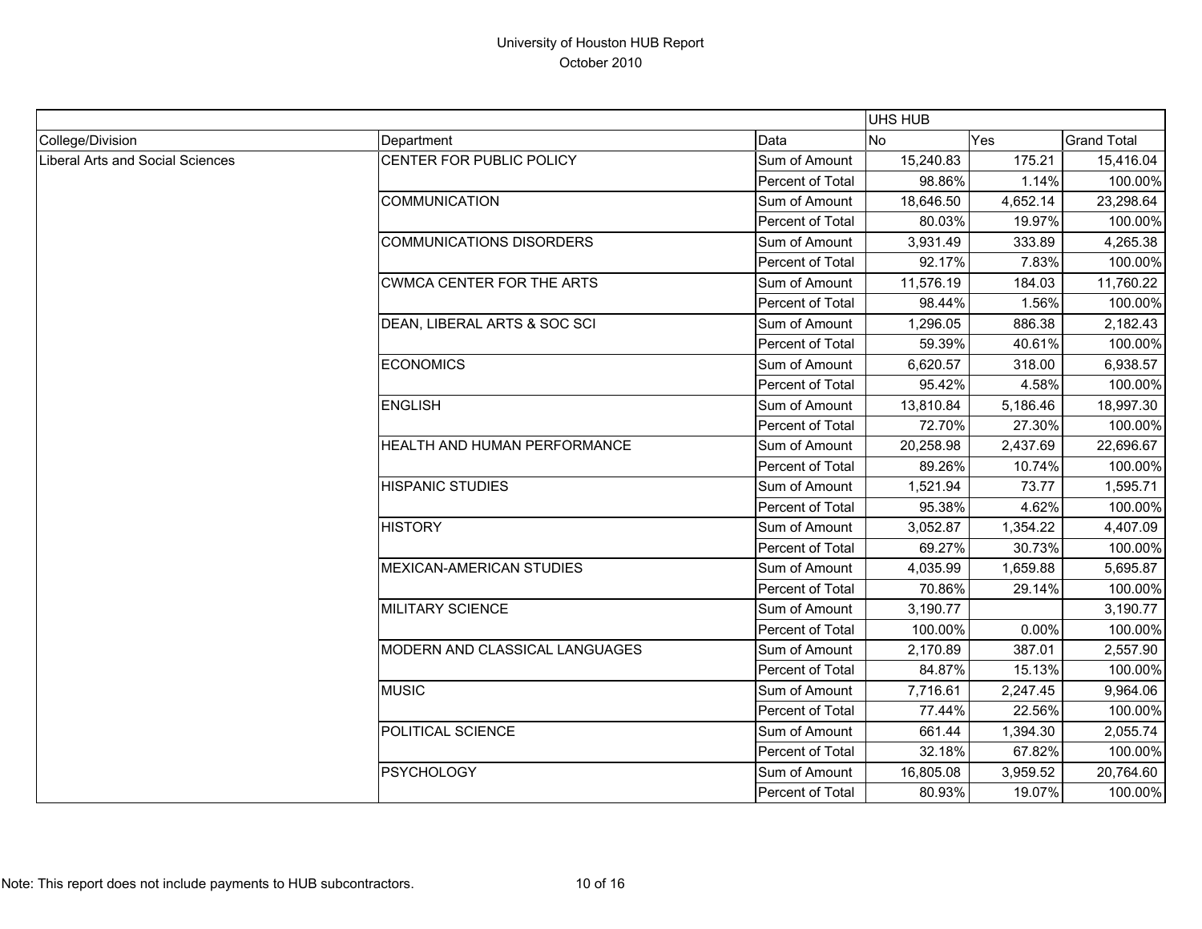# University of Houston HUB Report
October 2010

| | | | UHS HUB | | |
|---|---|---|---|---|---|
| College/Division | Department | Data | No | Yes | Grand Total |
| Liberal Arts and Social Sciences | CENTER FOR PUBLIC POLICY | Sum of Amount | 15,240.83 | 175.21 | 15,416.04 |
| | | Percent of Total | 98.86% | 1.14% | 100.00% |
| | COMMUNICATION | Sum of Amount | 18,646.50 | 4,652.14 | 23,298.64 |
| | | Percent of Total | 80.03% | 19.97% | 100.00% |
| | COMMUNICATIONS DISORDERS | Sum of Amount | 3,931.49 | 333.89 | 4,265.38 |
| | | Percent of Total | 92.17% | 7.83% | 100.00% |
| | CWMCA CENTER FOR THE ARTS | Sum of Amount | 11,576.19 | 184.03 | 11,760.22 |
| | | Percent of Total | 98.44% | 1.56% | 100.00% |
| | DEAN, LIBERAL ARTS & SOC SCI | Sum of Amount | 1,296.05 | 886.38 | 2,182.43 |
| | | Percent of Total | 59.39% | 40.61% | 100.00% |
| | ECONOMICS | Sum of Amount | 6,620.57 | 318.00 | 6,938.57 |
| | | Percent of Total | 95.42% | 4.58% | 100.00% |
| | ENGLISH | Sum of Amount | 13,810.84 | 5,186.46 | 18,997.30 |
| | | Percent of Total | 72.70% | 27.30% | 100.00% |
| | HEALTH AND HUMAN PERFORMANCE | Sum of Amount | 20,258.98 | 2,437.69 | 22,696.67 |
| | | Percent of Total | 89.26% | 10.74% | 100.00% |
| | HISPANIC STUDIES | Sum of Amount | 1,521.94 | 73.77 | 1,595.71 |
| | | Percent of Total | 95.38% | 4.62% | 100.00% |
| | HISTORY | Sum of Amount | 3,052.87 | 1,354.22 | 4,407.09 |
| | | Percent of Total | 69.27% | 30.73% | 100.00% |
| | MEXICAN-AMERICAN STUDIES | Sum of Amount | 4,035.99 | 1,659.88 | 5,695.87 |
| | | Percent of Total | 70.86% | 29.14% | 100.00% |
| | MILITARY SCIENCE | Sum of Amount | 3,190.77 | | 3,190.77 |
| | | Percent of Total | 100.00% | 0.00% | 100.00% |
| | MODERN AND CLASSICAL LANGUAGES | Sum of Amount | 2,170.89 | 387.01 | 2,557.90 |
| | | Percent of Total | 84.87% | 15.13% | 100.00% |
| | MUSIC | Sum of Amount | 7,716.61 | 2,247.45 | 9,964.06 |
| | | Percent of Total | 77.44% | 22.56% | 100.00% |
| | POLITICAL SCIENCE | Sum of Amount | 661.44 | 1,394.30 | 2,055.74 |
| | | Percent of Total | 32.18% | 67.82% | 100.00% |
| | PSYCHOLOGY | Sum of Amount | 16,805.08 | 3,959.52 | 20,764.60 |
| | | Percent of Total | 80.93% | 19.07% | 100.00% |

Note: This report does not include payments to HUB subcontractors.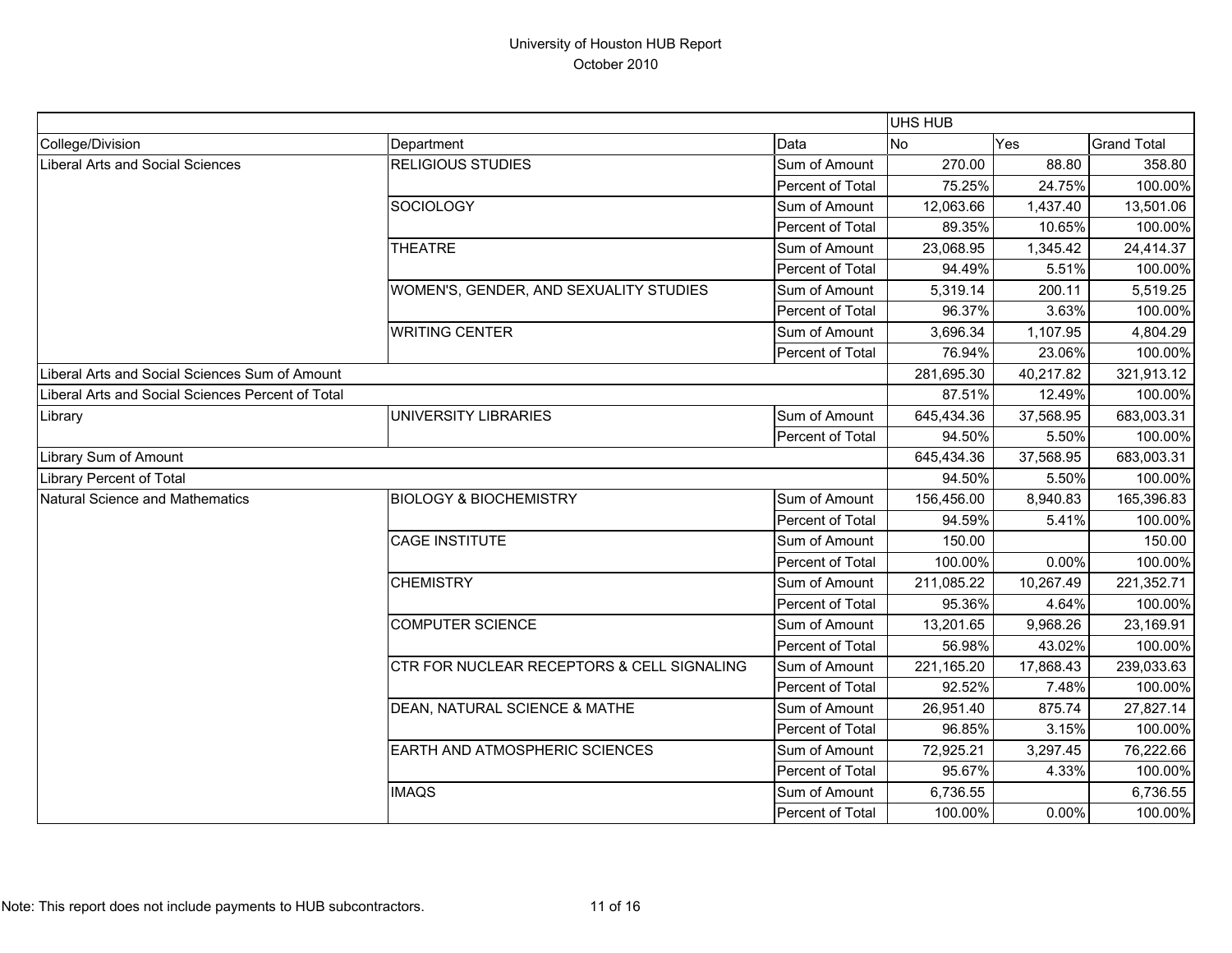# University of Houston HUB Report

October 2010

| | | | UHS HUB | | |
|---|---|---|---|---|---|
| College/Division | Department | Data | No | Yes | Grand Total |
| Liberal Arts and Social Sciences | RELIGIOUS STUDIES | Sum of Amount | 270.00 | 88.80 | 358.80 |
| | | Percent of Total | 75.25% | 24.75% | 100.00% |
| | SOCIOLOGY | Sum of Amount | 12,063.66 | 1,437.40 | 13,501.06 |
| | | Percent of Total | 89.35% | 10.65% | 100.00% |
| | THEATRE | Sum of Amount | 23,068.95 | 1,345.42 | 24,414.37 |
| | | Percent of Total | 94.49% | 5.51% | 100.00% |
| | WOMEN'S, GENDER, AND SEXUALITY STUDIES | Sum of Amount | 5,319.14 | 200.11 | 5,519.25 |
| | | Percent of Total | 96.37% | 3.63% | 100.00% |
| | WRITING CENTER | Sum of Amount | 3,696.34 | 1,107.95 | 4,804.29 |
| | | Percent of Total | 76.94% | 23.06% | 100.00% |
| Liberal Arts and Social Sciences Sum of Amount | | | 281,695.30 | 40,217.82 | 321,913.12 |
| Liberal Arts and Social Sciences Percent of Total | | | 87.51% | 12.49% | 100.00% |
| Library | UNIVERSITY LIBRARIES | Sum of Amount | 645,434.36 | 37,568.95 | 683,003.31 |
| | | Percent of Total | 94.50% | 5.50% | 100.00% |
| Library Sum of Amount | | | 645,434.36 | 37,568.95 | 683,003.31 |
| Library Percent of Total | | | 94.50% | 5.50% | 100.00% |
| Natural Science and Mathematics | BIOLOGY & BIOCHEMISTRY | Sum of Amount | 156,456.00 | 8,940.83 | 165,396.83 |
| | | Percent of Total | 94.59% | 5.41% | 100.00% |
| | CAGE INSTITUTE | Sum of Amount | 150.00 | | 150.00 |
| | | Percent of Total | 100.00% | 0.00% | 100.00% |
| | CHEMISTRY | Sum of Amount | 211,085.22 | 10,267.49 | 221,352.71 |
| | | Percent of Total | 95.36% | 4.64% | 100.00% |
| | COMPUTER SCIENCE | Sum of Amount | 13,201.65 | 9,968.26 | 23,169.91 |
| | | Percent of Total | 56.98% | 43.02% | 100.00% |
| | CTR FOR NUCLEAR RECEPTORS & CELL SIGNALING | Sum of Amount | 221,165.20 | 17,868.43 | 239,033.63 |
| | | Percent of Total | 92.52% | 7.48% | 100.00% |
| | DEAN, NATURAL SCIENCE & MATHE | Sum of Amount | 26,951.40 | 875.74 | 27,827.14 |
| | | Percent of Total | 96.85% | 3.15% | 100.00% |
| | EARTH AND ATMOSPHERIC SCIENCES | Sum of Amount | 72,925.21 | 3,297.45 | 76,222.66 |
| | | Percent of Total | 95.67% | 4.33% | 100.00% |
| | IMAQS | Sum of Amount | 6,736.55 | | 6,736.55 |
| | | Percent of Total | 100.00% | 0.00% | 100.00% |

Note: This report does not include payments to HUB subcontractors.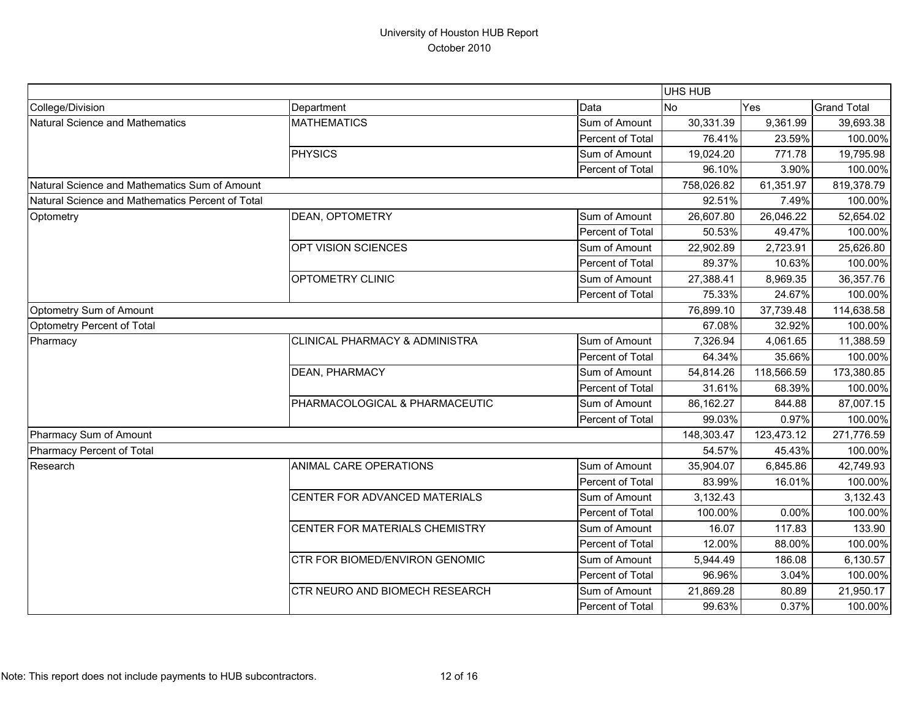# University of Houston HUB Report

October 2010

| | | | UHS HUB | | |
|---|---|---|---|---|---|
| College/Division | Department | Data | No | Yes | Grand Total |
| Natural Science and Mathematics | MATHEMATICS | Sum of Amount | 30,331.39 | 9,361.99 | 39,693.38 |
| | | Percent of Total | 76.41% | 23.59% | 100.00% |
| | PHYSICS | Sum of Amount | 19,024.20 | 771.78 | 19,795.98 |
| | | Percent of Total | 96.10% | 3.90% | 100.00% |
| Natural Science and Mathematics Sum of Amount | | | 758,026.82 | 61,351.97 | 819,378.79 |
| Natural Science and Mathematics Percent of Total | | | 92.51% | 7.49% | 100.00% |
| Optometry | DEAN, OPTOMETRY | Sum of Amount | 26,607.80 | 26,046.22 | 52,654.02 |
| | | Percent of Total | 50.53% | 49.47% | 100.00% |
| | OPT VISION SCIENCES | Sum of Amount | 22,902.89 | 2,723.91 | 25,626.80 |
| | | Percent of Total | 89.37% | 10.63% | 100.00% |
| | OPTOMETRY CLINIC | Sum of Amount | 27,388.41 | 8,969.35 | 36,357.76 |
| | | Percent of Total | 75.33% | 24.67% | 100.00% |
| Optometry Sum of Amount | | | 76,899.10 | 37,739.48 | 114,638.58 |
| Optometry Percent of Total | | | 67.08% | 32.92% | 100.00% |
| Pharmacy | CLINICAL PHARMACY & ADMINISTRA | Sum of Amount | 7,326.94 | 4,061.65 | 11,388.59 |
| | | Percent of Total | 64.34% | 35.66% | 100.00% |
| | DEAN, PHARMACY | Sum of Amount | 54,814.26 | 118,566.59 | 173,380.85 |
| | | Percent of Total | 31.61% | 68.39% | 100.00% |
| | PHARMACOLOGICAL & PHARMACEUTIC | Sum of Amount | 86,162.27 | 844.88 | 87,007.15 |
| | | Percent of Total | 99.03% | 0.97% | 100.00% |
| Pharmacy Sum of Amount | | | 148,303.47 | 123,473.12 | 271,776.59 |
| Pharmacy Percent of Total | | | 54.57% | 45.43% | 100.00% |
| Research | ANIMAL CARE OPERATIONS | Sum of Amount | 35,904.07 | 6,845.86 | 42,749.93 |
| | | Percent of Total | 83.99% | 16.01% | 100.00% |
| | CENTER FOR ADVANCED MATERIALS | Sum of Amount | 3,132.43 | | 3,132.43 |
| | | Percent of Total | 100.00% | 0.00% | 100.00% |
| | CENTER FOR MATERIALS CHEMISTRY | Sum of Amount | 16.07 | 117.83 | 133.90 |
| | | Percent of Total | 12.00% | 88.00% | 100.00% |
| | CTR FOR BIOMED/ENVIRON GENOMIC | Sum of Amount | 5,944.49 | 186.08 | 6,130.57 |
| | | Percent of Total | 96.96% | 3.04% | 100.00% |
| | CTR NEURO AND BIOMECH RESEARCH | Sum of Amount | 21,869.28 | 80.89 | 21,950.17 |
| | | Percent of Total | 99.63% | 0.37% | 100.00% |

Note: This report does not include payments to HUB subcontractors.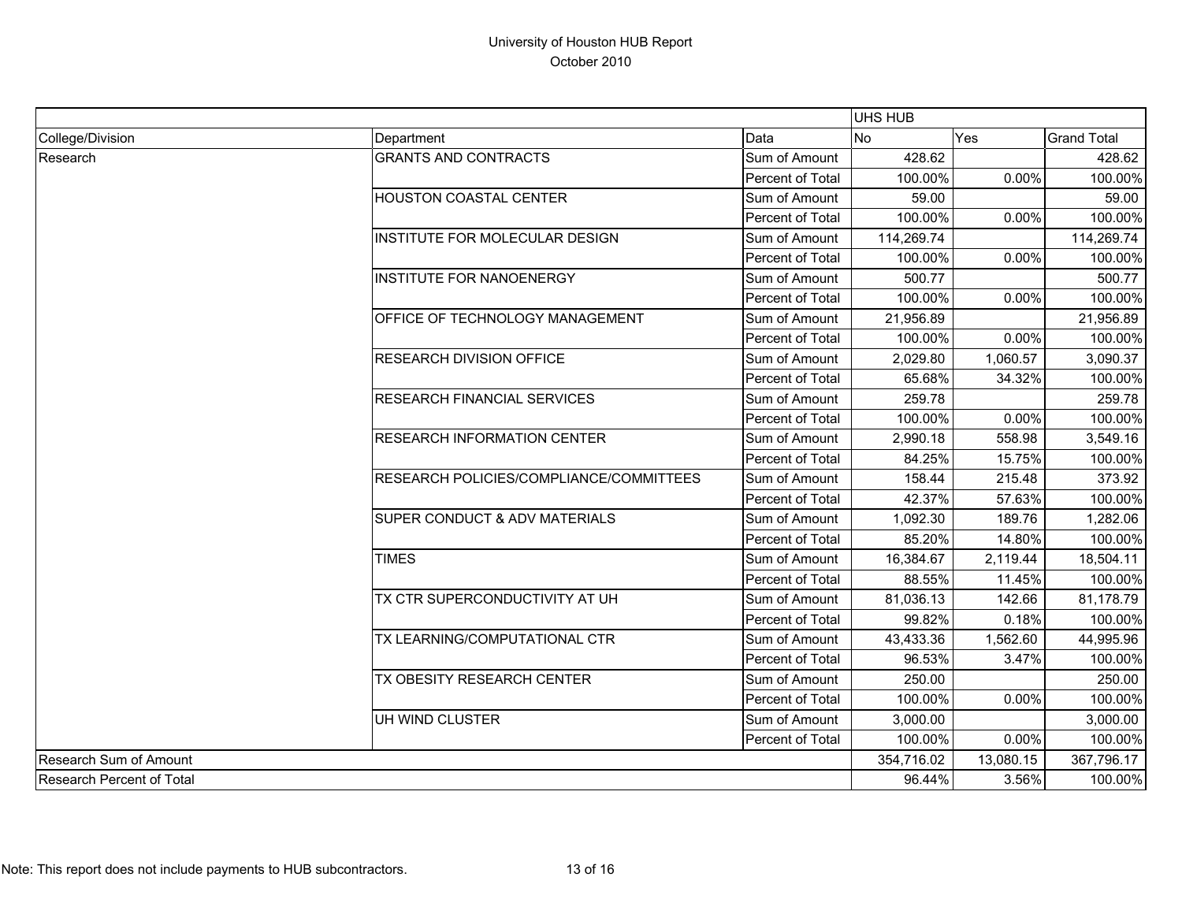# University of Houston HUB Report

October 2010

| | | | UHS HUB | | |
|---|---|---|---|---|---|
| College/Division | Department | Data | No | Yes | Grand Total |
| Research | GRANTS AND CONTRACTS | Sum of Amount | 428.62 | | 428.62 |
| | | Percent of Total | 100.00% | 0.00% | 100.00% |
| | HOUSTON COASTAL CENTER | Sum of Amount | 59.00 | | 59.00 |
| | | Percent of Total | 100.00% | 0.00% | 100.00% |
| | INSTITUTE FOR MOLECULAR DESIGN | Sum of Amount | 114,269.74 | | 114,269.74 |
| | | Percent of Total | 100.00% | 0.00% | 100.00% |
| | INSTITUTE FOR NANOENERGY | Sum of Amount | 500.77 | | 500.77 |
| | | Percent of Total | 100.00% | 0.00% | 100.00% |
| | OFFICE OF TECHNOLOGY MANAGEMENT | Sum of Amount | 21,956.89 | | 21,956.89 |
| | | Percent of Total | 100.00% | 0.00% | 100.00% |
| | RESEARCH DIVISION OFFICE | Sum of Amount | 2,029.80 | 1,060.57 | 3,090.37 |
| | | Percent of Total | 65.68% | 34.32% | 100.00% |
| | RESEARCH FINANCIAL SERVICES | Sum of Amount | 259.78 | | 259.78 |
| | | Percent of Total | 100.00% | 0.00% | 100.00% |
| | RESEARCH INFORMATION CENTER | Sum of Amount | 2,990.18 | 558.98 | 3,549.16 |
| | | Percent of Total | 84.25% | 15.75% | 100.00% |
| | RESEARCH POLICIES/COMPLIANCE/COMMITTEES | Sum of Amount | 158.44 | 215.48 | 373.92 |
| | | Percent of Total | 42.37% | 57.63% | 100.00% |
| | SUPER CONDUCT & ADV MATERIALS | Sum of Amount | 1,092.30 | 189.76 | 1,282.06 |
| | | Percent of Total | 85.20% | 14.80% | 100.00% |
| | TIMES | Sum of Amount | 16,384.67 | 2,119.44 | 18,504.11 |
| | | Percent of Total | 88.55% | 11.45% | 100.00% |
| | TX CTR SUPERCONDUCTIVITY AT UH | Sum of Amount | 81,036.13 | 142.66 | 81,178.79 |
| | | Percent of Total | 99.82% | 0.18% | 100.00% |
| | TX LEARNING/COMPUTATIONAL CTR | Sum of Amount | 43,433.36 | 1,562.60 | 44,995.96 |
| | | Percent of Total | 96.53% | 3.47% | 100.00% |
| | TX OBESITY RESEARCH CENTER | Sum of Amount | 250.00 | | 250.00 |
| | | Percent of Total | 100.00% | 0.00% | 100.00% |
| | UH WIND CLUSTER | Sum of Amount | 3,000.00 | | 3,000.00 |
| | | Percent of Total | 100.00% | 0.00% | 100.00% |
| Research Sum of Amount | | | 354,716.02 | 13,080.15 | 367,796.17 |
| Research Percent of Total | | | 96.44% | 3.56% | 100.00% |

Note: This report does not include payments to HUB subcontractors.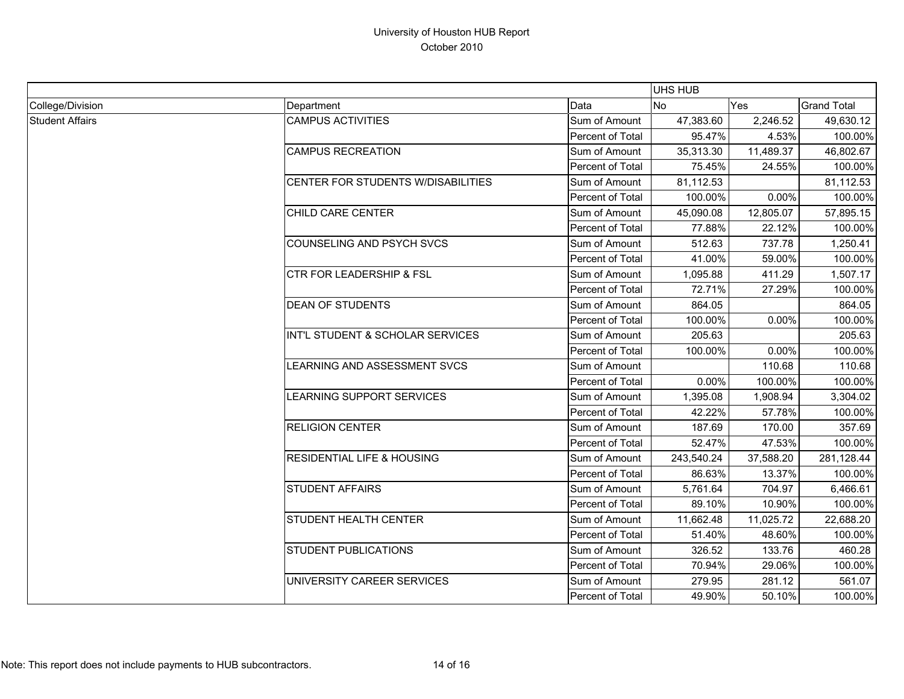# University of Houston HUB Report
October 2010

| | | | UHS HUB | | |
|---|---|---|---|---|---|
| College/Division | Department | Data | No | Yes | Grand Total |
| Student Affairs | CAMPUS ACTIVITIES | Sum of Amount | 47,383.60 | 2,246.52 | 49,630.12 |
| | | Percent of Total | 95.47% | 4.53% | 100.00% |
| | CAMPUS RECREATION | Sum of Amount | 35,313.30 | 11,489.37 | 46,802.67 |
| | | Percent of Total | 75.45% | 24.55% | 100.00% |
| | CENTER FOR STUDENTS W/DISABILITIES | Sum of Amount | 81,112.53 | | 81,112.53 |
| | | Percent of Total | 100.00% | 0.00% | 100.00% |
| | CHILD CARE CENTER | Sum of Amount | 45,090.08 | 12,805.07 | 57,895.15 |
| | | Percent of Total | 77.88% | 22.12% | 100.00% |
| | COUNSELING AND PSYCH SVCS | Sum of Amount | 512.63 | 737.78 | 1,250.41 |
| | | Percent of Total | 41.00% | 59.00% | 100.00% |
| | CTR FOR LEADERSHIP & FSL | Sum of Amount | 1,095.88 | 411.29 | 1,507.17 |
| | | Percent of Total | 72.71% | 27.29% | 100.00% |
| | DEAN OF STUDENTS | Sum of Amount | 864.05 | | 864.05 |
| | | Percent of Total | 100.00% | 0.00% | 100.00% |
| | INT'L STUDENT & SCHOLAR SERVICES | Sum of Amount | 205.63 | | 205.63 |
| | | Percent of Total | 100.00% | 0.00% | 100.00% |
| | LEARNING AND ASSESSMENT SVCS | Sum of Amount | | 110.68 | 110.68 |
| | | Percent of Total | 0.00% | 100.00% | 100.00% |
| | LEARNING SUPPORT SERVICES | Sum of Amount | 1,395.08 | 1,908.94 | 3,304.02 |
| | | Percent of Total | 42.22% | 57.78% | 100.00% |
| | RELIGION CENTER | Sum of Amount | 187.69 | 170.00 | 357.69 |
| | | Percent of Total | 52.47% | 47.53% | 100.00% |
| | RESIDENTIAL LIFE & HOUSING | Sum of Amount | 243,540.24 | 37,588.20 | 281,128.44 |
| | | Percent of Total | 86.63% | 13.37% | 100.00% |
| | STUDENT AFFAIRS | Sum of Amount | 5,761.64 | 704.97 | 6,466.61 |
| | | Percent of Total | 89.10% | 10.90% | 100.00% |
| | STUDENT HEALTH CENTER | Sum of Amount | 11,662.48 | 11,025.72 | 22,688.20 |
| | | Percent of Total | 51.40% | 48.60% | 100.00% |
| | STUDENT PUBLICATIONS | Sum of Amount | 326.52 | 133.76 | 460.28 |
| | | Percent of Total | 70.94% | 29.06% | 100.00% |
| | UNIVERSITY CAREER SERVICES | Sum of Amount | 279.95 | 281.12 | 561.07 |
| | | Percent of Total | 49.90% | 50.10% | 100.00% |

Note: This report does not include payments to HUB subcontractors.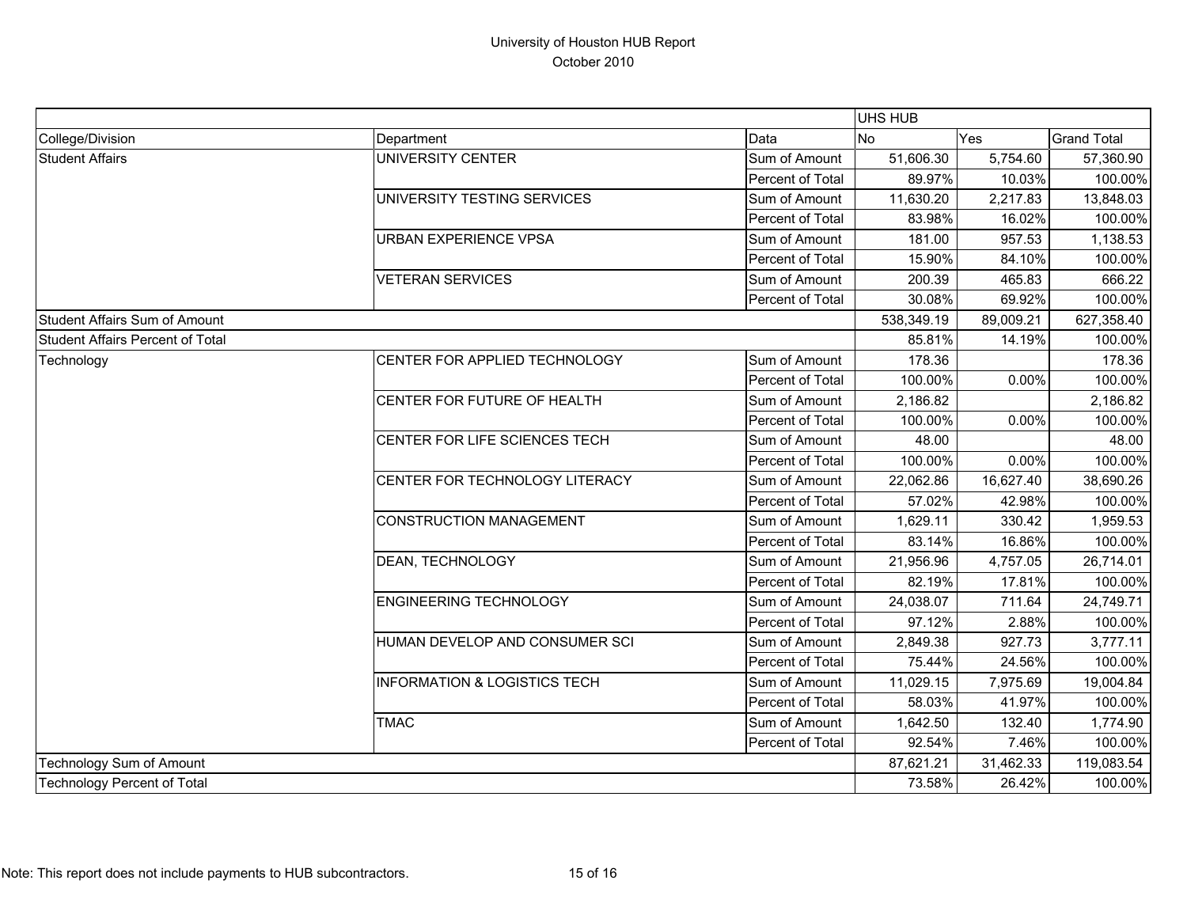# University of Houston HUB Report

October 2010

| | | | UHS HUB | | |
|---|---|---|---|---|---|
| College/Division | Department | Data | No | Yes | Grand Total |
| Student Affairs | UNIVERSITY CENTER | Sum of Amount | 51,606.30 | 5,754.60 | 57,360.90 |
| | | Percent of Total | 89.97% | 10.03% | 100.00% |
| | UNIVERSITY TESTING SERVICES | Sum of Amount | 11,630.20 | 2,217.83 | 13,848.03 |
| | | Percent of Total | 83.98% | 16.02% | 100.00% |
| | URBAN EXPERIENCE VPSA | Sum of Amount | 181.00 | 957.53 | 1,138.53 |
| | | Percent of Total | 15.90% | 84.10% | 100.00% |
| | VETERAN SERVICES | Sum of Amount | 200.39 | 465.83 | 666.22 |
| | | Percent of Total | 30.08% | 69.92% | 100.00% |
| Student Affairs Sum of Amount | | | 538,349.19 | 89,009.21 | 627,358.40 |
| Student Affairs Percent of Total | | | 85.81% | 14.19% | 100.00% |
| Technology | CENTER FOR APPLIED TECHNOLOGY | Sum of Amount | 178.36 | | 178.36 |
| | | Percent of Total | 100.00% | 0.00% | 100.00% |
| | CENTER FOR FUTURE OF HEALTH | Sum of Amount | 2,186.82 | | 2,186.82 |
| | | Percent of Total | 100.00% | 0.00% | 100.00% |
| | CENTER FOR LIFE SCIENCES TECH | Sum of Amount | 48.00 | | 48.00 |
| | | Percent of Total | 100.00% | 0.00% | 100.00% |
| | CENTER FOR TECHNOLOGY LITERACY | Sum of Amount | 22,062.86 | 16,627.40 | 38,690.26 |
| | | Percent of Total | 57.02% | 42.98% | 100.00% |
| | CONSTRUCTION MANAGEMENT | Sum of Amount | 1,629.11 | 330.42 | 1,959.53 |
| | | Percent of Total | 83.14% | 16.86% | 100.00% |
| | DEAN, TECHNOLOGY | Sum of Amount | 21,956.96 | 4,757.05 | 26,714.01 |
| | | Percent of Total | 82.19% | 17.81% | 100.00% |
| | ENGINEERING TECHNOLOGY | Sum of Amount | 24,038.07 | 711.64 | 24,749.71 |
| | | Percent of Total | 97.12% | 2.88% | 100.00% |
| | HUMAN DEVELOP AND CONSUMER SCI | Sum of Amount | 2,849.38 | 927.73 | 3,777.11 |
| | | Percent of Total | 75.44% | 24.56% | 100.00% |
| | INFORMATION & LOGISTICS TECH | Sum of Amount | 11,029.15 | 7,975.69 | 19,004.84 |
| | | Percent of Total | 58.03% | 41.97% | 100.00% |
| | TMAC | Sum of Amount | 1,642.50 | 132.40 | 1,774.90 |
| | | Percent of Total | 92.54% | 7.46% | 100.00% |
| Technology Sum of Amount | | | 87,621.21 | 31,462.33 | 119,083.54 |
| Technology Percent of Total | | | 73.58% | 26.42% | 100.00% |

Note: This report does not include payments to HUB subcontractors.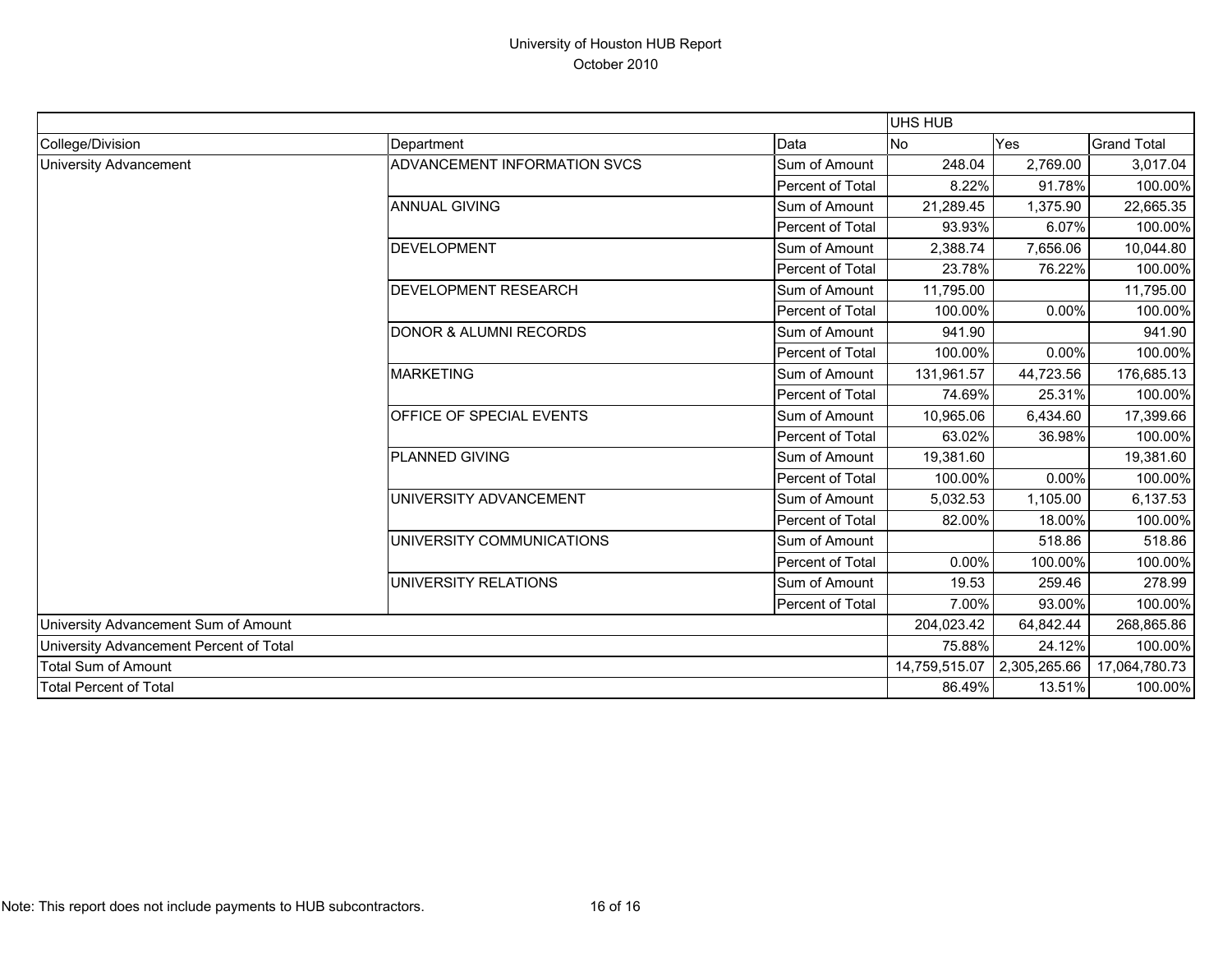University of Houston HUB Report
October 2010

| | | | UHS HUB | | |
|---|---|---|---|---|---|
| College/Division | Department | Data | No | Yes | Grand Total |
| University Advancement | ADVANCEMENT INFORMATION SVCS | Sum of Amount | 248.04 | 2,769.00 | 3,017.04 |
| | | Percent of Total | 8.22% | 91.78% | 100.00% |
| | ANNUAL GIVING | Sum of Amount | 21,289.45 | 1,375.90 | 22,665.35 |
| | | Percent of Total | 93.93% | 6.07% | 100.00% |
| | DEVELOPMENT | Sum of Amount | 2,388.74 | 7,656.06 | 10,044.80 |
| | | Percent of Total | 23.78% | 76.22% | 100.00% |
| | DEVELOPMENT RESEARCH | Sum of Amount | 11,795.00 | | 11,795.00 |
| | | Percent of Total | 100.00% | 0.00% | 100.00% |
| | DONOR & ALUMNI RECORDS | Sum of Amount | 941.90 | | 941.90 |
| | | Percent of Total | 100.00% | 0.00% | 100.00% |
| | MARKETING | Sum of Amount | 131,961.57 | 44,723.56 | 176,685.13 |
| | | Percent of Total | 74.69% | 25.31% | 100.00% |
| | OFFICE OF SPECIAL EVENTS | Sum of Amount | 10,965.06 | 6,434.60 | 17,399.66 |
| | | Percent of Total | 63.02% | 36.98% | 100.00% |
| | PLANNED GIVING | Sum of Amount | 19,381.60 | | 19,381.60 |
| | | Percent of Total | 100.00% | 0.00% | 100.00% |
| | UNIVERSITY ADVANCEMENT | Sum of Amount | 5,032.53 | 1,105.00 | 6,137.53 |
| | | Percent of Total | 82.00% | 18.00% | 100.00% |
| | UNIVERSITY COMMUNICATIONS | Sum of Amount | | 518.86 | 518.86 |
| | | Percent of Total | 0.00% | 100.00% | 100.00% |
| | UNIVERSITY RELATIONS | Sum of Amount | 19.53 | 259.46 | 278.99 |
| | | Percent of Total | 7.00% | 93.00% | 100.00% |
| University Advancement Sum of Amount | | | 204,023.42 | 64,842.44 | 268,865.86 |
| University Advancement Percent of Total | | | 75.88% | 24.12% | 100.00% |
| Total Sum of Amount | | | 14,759,515.07 | 2,305,265.66 | 17,064,780.73 |
| Total Percent of Total | | | 86.49% | 13.51% | 100.00% |

Note: This report does not include payments to HUB subcontractors.